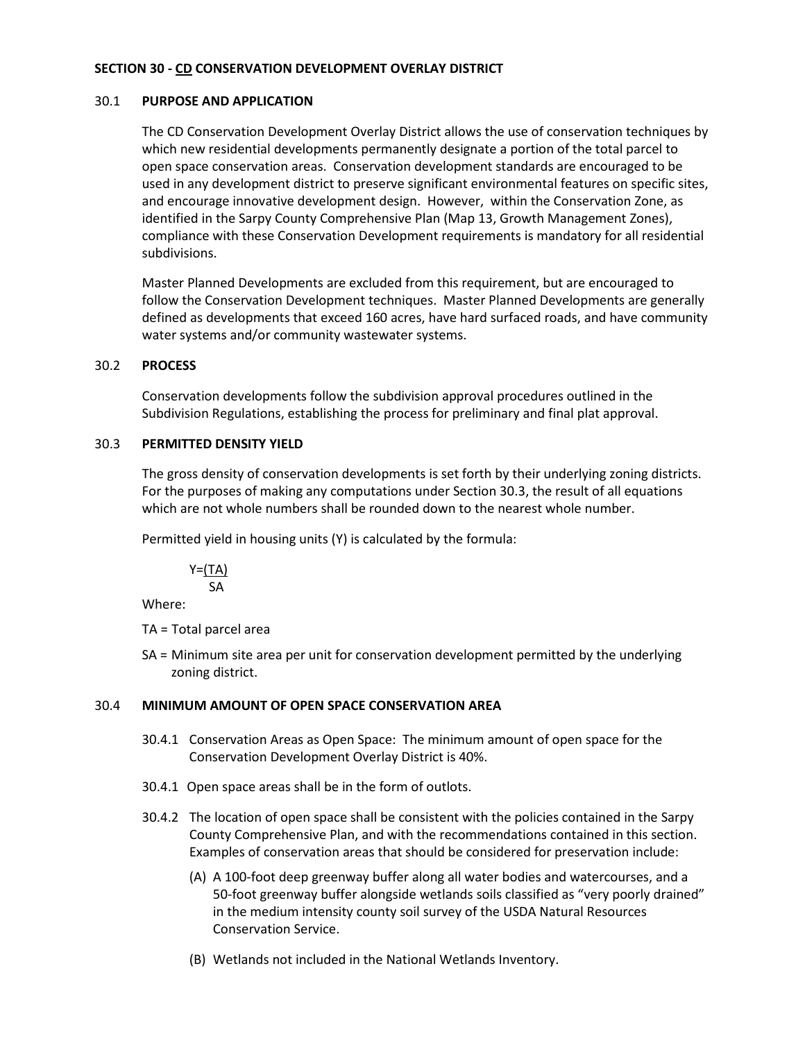## SECTION 30 - CD CONSERVATION DEVELOPMENT OVERLAY DISTRICT

### 30.1 PURPOSE AND APPLICATION

The CD Conservation Development Overlay District allows the use of conservation techniques by which new residential developments permanently designate a portion of the total parcel to open space conservation areas. Conservation development standards are encouraged to be used in any development district to preserve significant environmental features on specific sites, and encourage innovative development design. However, within the Conservation Zone, as identified in the Sarpy County Comprehensive Plan (Map 13, Growth Management Zones), compliance with these Conservation Development requirements is mandatory for all residential subdivisions.

Master Planned Developments are excluded from this requirement, but are encouraged to follow the Conservation Development techniques. Master Planned Developments are generally defined as developments that exceed 160 acres, have hard surfaced roads, and have community water systems and/or community wastewater systems.

### 30.2 PROCESS

Conservation developments follow the subdivision approval procedures outlined in the Subdivision Regulations, establishing the process for preliminary and final plat approval.

### 30.3 PERMITTED DENSITY YIELD

The gross density of conservation developments is set forth by their underlying zoning districts. For the purposes of making any computations under Section 30.3, the result of all equations which are not whole numbers shall be rounded down to the nearest whole number.

Permitted yield in housing units (Y) is calculated by the formula:

$$Y = \frac{(TA)}{SA}$$

Where:

TA = Total parcel area

SA = Minimum site area per unit for conservation development permitted by the underlying zoning district.

### 30.4 MINIMUM AMOUNT OF OPEN SPACE CONSERVATION AREA

30.4.1 Conservation Areas as Open Space: The minimum amount of open space for the Conservation Development Overlay District is 40%.

30.4.1 Open space areas shall be in the form of outlots.

30.4.2 The location of open space shall be consistent with the policies contained in the Sarpy County Comprehensive Plan, and with the recommendations contained in this section. Examples of conservation areas that should be considered for preservation include:

(A) A 100-foot deep greenway buffer along all water bodies and watercourses, and a 50-foot greenway buffer alongside wetlands soils classified as "very poorly drained" in the medium intensity county soil survey of the USDA Natural Resources Conservation Service.

(B) Wetlands not included in the National Wetlands Inventory.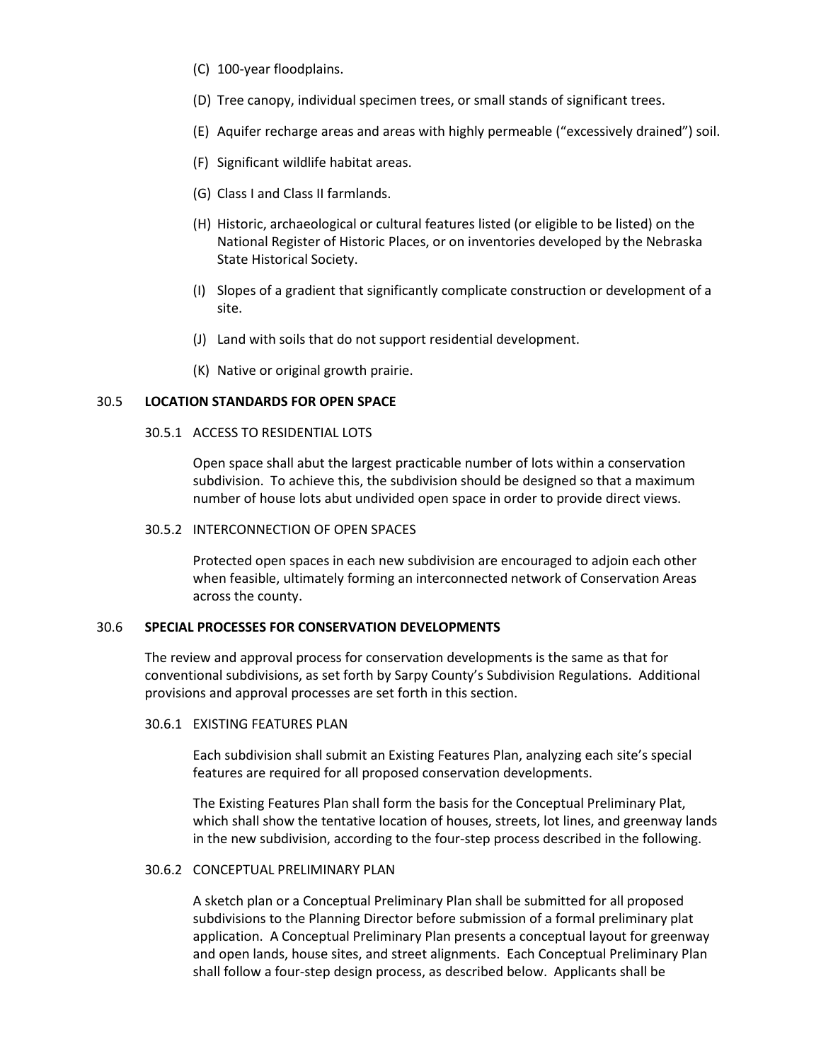(C) 100-year floodplains.

(D) Tree canopy, individual specimen trees, or small stands of significant trees.

(E) Aquifer recharge areas and areas with highly permeable ("excessively drained") soil.

(F) Significant wildlife habitat areas.

(G) Class I and Class II farmlands.

(H) Historic, archaeological or cultural features listed (or eligible to be listed) on the National Register of Historic Places, or on inventories developed by the Nebraska State Historical Society.

(I) Slopes of a gradient that significantly complicate construction or development of a site.

(J) Land with soils that do not support residential development.

(K) Native or original growth prairie.

## 30.5 LOCATION STANDARDS FOR OPEN SPACE

### 30.5.1 ACCESS TO RESIDENTIAL LOTS

Open space shall abut the largest practicable number of lots within a conservation subdivision. To achieve this, the subdivision should be designed so that a maximum number of house lots abut undivided open space in order to provide direct views.

### 30.5.2 INTERCONNECTION OF OPEN SPACES

Protected open spaces in each new subdivision are encouraged to adjoin each other when feasible, ultimately forming an interconnected network of Conservation Areas across the county.

## 30.6 SPECIAL PROCESSES FOR CONSERVATION DEVELOPMENTS

The review and approval process for conservation developments is the same as that for conventional subdivisions, as set forth by Sarpy County's Subdivision Regulations. Additional provisions and approval processes are set forth in this section.

### 30.6.1 EXISTING FEATURES PLAN

Each subdivision shall submit an Existing Features Plan, analyzing each site's special features are required for all proposed conservation developments.

The Existing Features Plan shall form the basis for the Conceptual Preliminary Plat, which shall show the tentative location of houses, streets, lot lines, and greenway lands in the new subdivision, according to the four-step process described in the following.

### 30.6.2 CONCEPTUAL PRELIMINARY PLAN

A sketch plan or a Conceptual Preliminary Plan shall be submitted for all proposed subdivisions to the Planning Director before submission of a formal preliminary plat application. A Conceptual Preliminary Plan presents a conceptual layout for greenway and open lands, house sites, and street alignments. Each Conceptual Preliminary Plan shall follow a four-step design process, as described below. Applicants shall be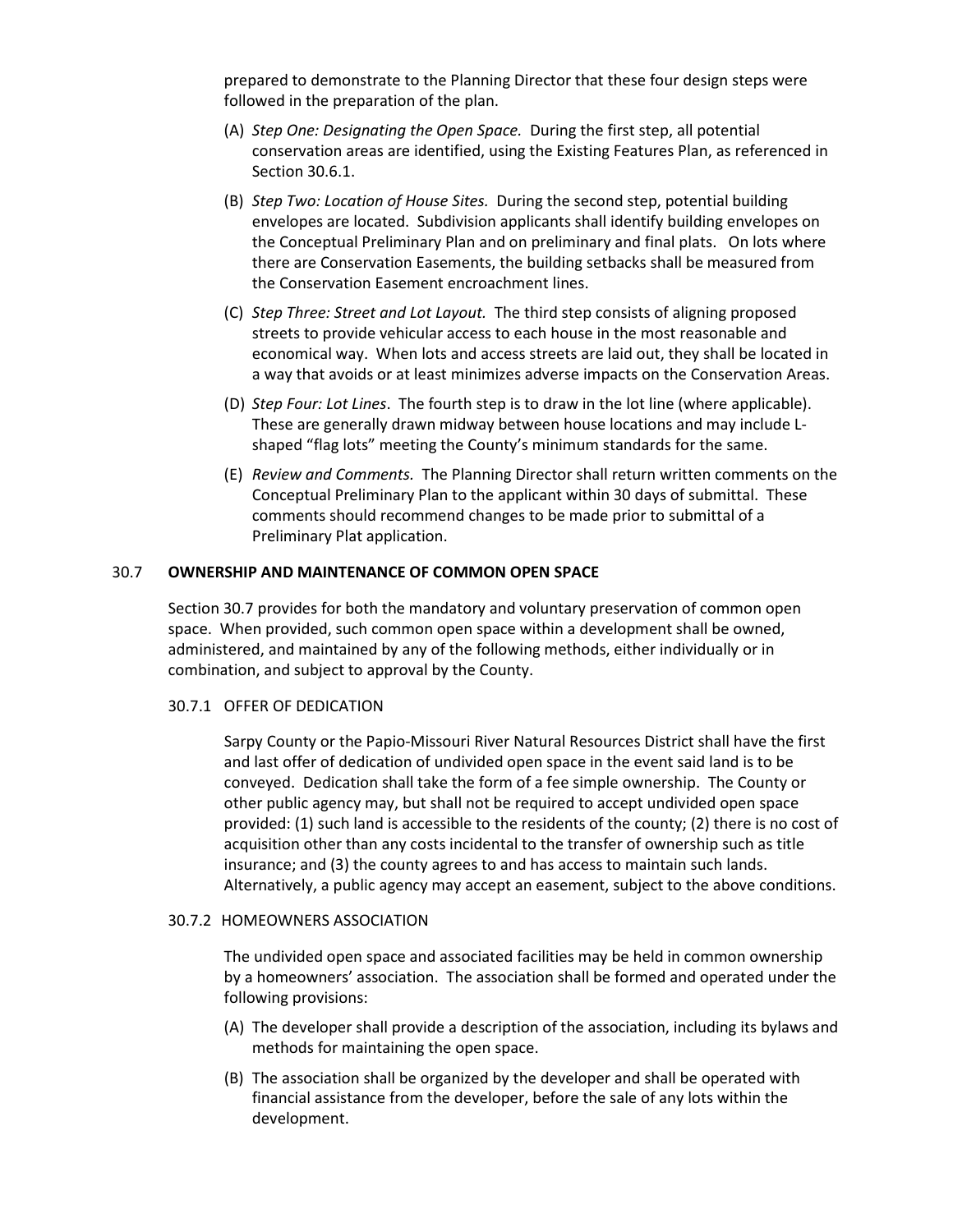prepared to demonstrate to the Planning Director that these four design steps were followed in the preparation of the plan.

(A) *Step One: Designating the Open Space.* During the first step, all potential conservation areas are identified, using the Existing Features Plan, as referenced in Section 30.6.1.

(B) *Step Two: Location of House Sites.* During the second step, potential building envelopes are located. Subdivision applicants shall identify building envelopes on the Conceptual Preliminary Plan and on preliminary and final plats. On lots where there are Conservation Easements, the building setbacks shall be measured from the Conservation Easement encroachment lines.

(C) *Step Three: Street and Lot Layout.* The third step consists of aligning proposed streets to provide vehicular access to each house in the most reasonable and economical way. When lots and access streets are laid out, they shall be located in a way that avoids or at least minimizes adverse impacts on the Conservation Areas.

(D) *Step Four: Lot Lines*. The fourth step is to draw in the lot line (where applicable). These are generally drawn midway between house locations and may include L-shaped "flag lots" meeting the County's minimum standards for the same.

(E) *Review and Comments.* The Planning Director shall return written comments on the Conceptual Preliminary Plan to the applicant within 30 days of submittal. These comments should recommend changes to be made prior to submittal of a Preliminary Plat application.

## 30.7 OWNERSHIP AND MAINTENANCE OF COMMON OPEN SPACE

Section 30.7 provides for both the mandatory and voluntary preservation of common open space. When provided, such common open space within a development shall be owned, administered, and maintained by any of the following methods, either individually or in combination, and subject to approval by the County.

### 30.7.1 OFFER OF DEDICATION

Sarpy County or the Papio-Missouri River Natural Resources District shall have the first and last offer of dedication of undivided open space in the event said land is to be conveyed. Dedication shall take the form of a fee simple ownership. The County or other public agency may, but shall not be required to accept undivided open space provided: (1) such land is accessible to the residents of the county; (2) there is no cost of acquisition other than any costs incidental to the transfer of ownership such as title insurance; and (3) the county agrees to and has access to maintain such lands. Alternatively, a public agency may accept an easement, subject to the above conditions.

### 30.7.2 HOMEOWNERS ASSOCIATION

The undivided open space and associated facilities may be held in common ownership by a homeowners' association. The association shall be formed and operated under the following provisions:

(A) The developer shall provide a description of the association, including its bylaws and methods for maintaining the open space.

(B) The association shall be organized by the developer and shall be operated with financial assistance from the developer, before the sale of any lots within the development.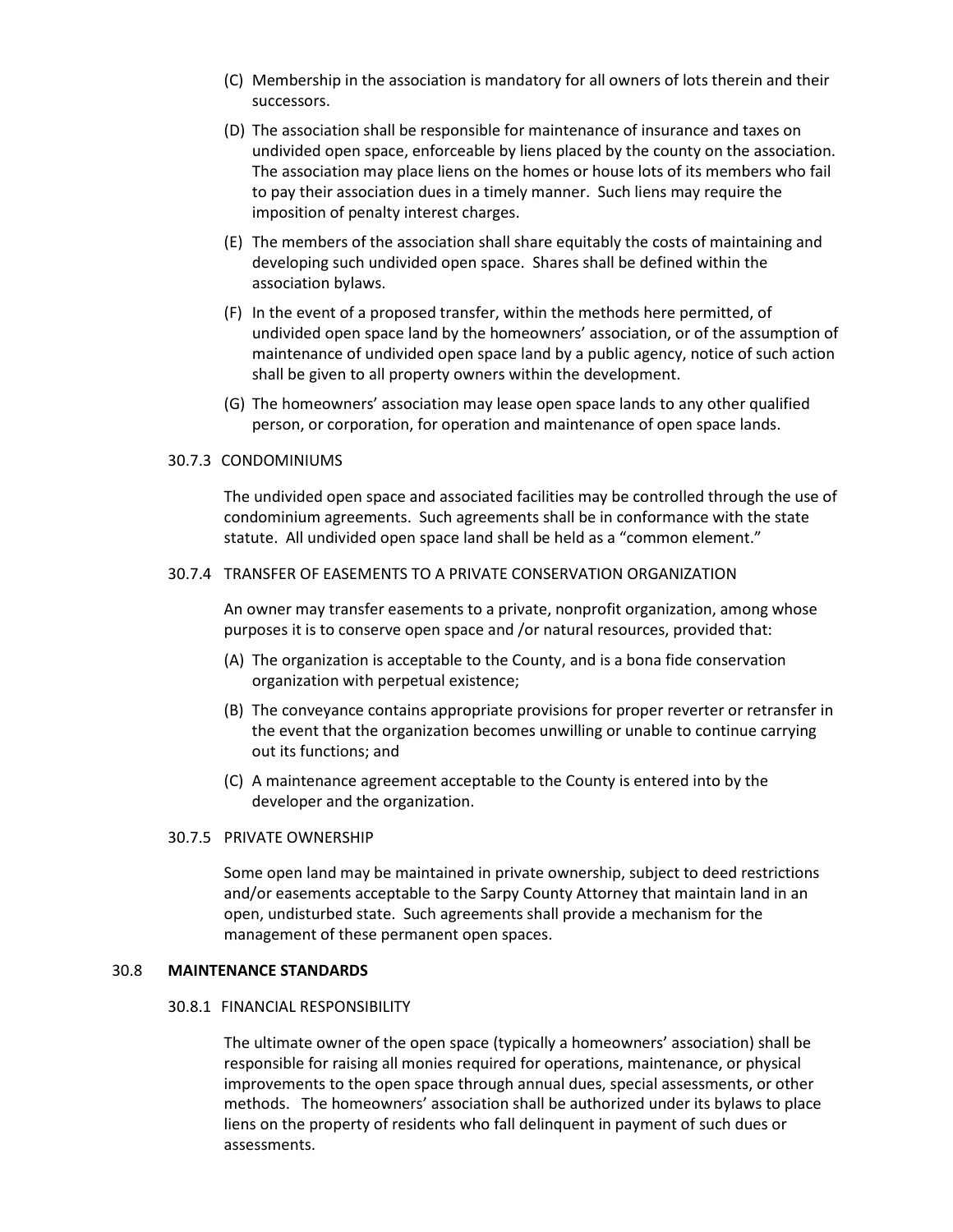(C) Membership in the association is mandatory for all owners of lots therein and their successors.

(D) The association shall be responsible for maintenance of insurance and taxes on undivided open space, enforceable by liens placed by the county on the association. The association may place liens on the homes or house lots of its members who fail to pay their association dues in a timely manner. Such liens may require the imposition of penalty interest charges.

(E) The members of the association shall share equitably the costs of maintaining and developing such undivided open space. Shares shall be defined within the association bylaws.

(F) In the event of a proposed transfer, within the methods here permitted, of undivided open space land by the homeowners' association, or of the assumption of maintenance of undivided open space land by a public agency, notice of such action shall be given to all property owners within the development.

(G) The homeowners' association may lease open space lands to any other qualified person, or corporation, for operation and maintenance of open space lands.

#### 30.7.3 CONDOMINIUMS

The undivided open space and associated facilities may be controlled through the use of condominium agreements. Such agreements shall be in conformance with the state statute. All undivided open space land shall be held as a "common element."

#### 30.7.4 TRANSFER OF EASEMENTS TO A PRIVATE CONSERVATION ORGANIZATION

An owner may transfer easements to a private, nonprofit organization, among whose purposes it is to conserve open space and /or natural resources, provided that:

(A) The organization is acceptable to the County, and is a bona fide conservation organization with perpetual existence;

(B) The conveyance contains appropriate provisions for proper reverter or retransfer in the event that the organization becomes unwilling or unable to continue carrying out its functions; and

(C) A maintenance agreement acceptable to the County is entered into by the developer and the organization.

#### 30.7.5 PRIVATE OWNERSHIP

Some open land may be maintained in private ownership, subject to deed restrictions and/or easements acceptable to the Sarpy County Attorney that maintain land in an open, undisturbed state. Such agreements shall provide a mechanism for the management of these permanent open spaces.

### 30.8 MAINTENANCE STANDARDS

#### 30.8.1 FINANCIAL RESPONSIBILITY

The ultimate owner of the open space (typically a homeowners' association) shall be responsible for raising all monies required for operations, maintenance, or physical improvements to the open space through annual dues, special assessments, or other methods. The homeowners' association shall be authorized under its bylaws to place liens on the property of residents who fall delinquent in payment of such dues or assessments.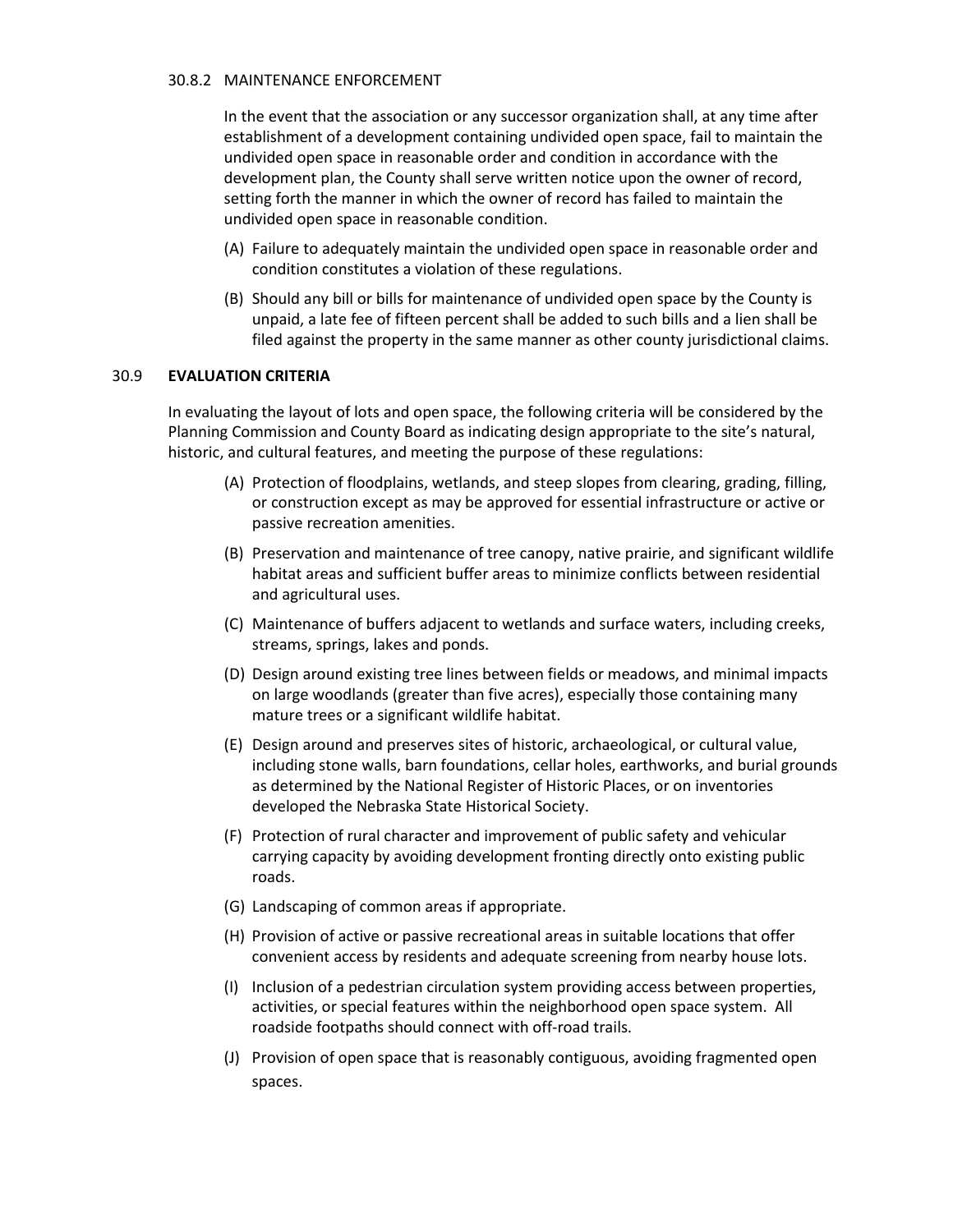#### 30.8.2 MAINTENANCE ENFORCEMENT

In the event that the association or any successor organization shall, at any time after establishment of a development containing undivided open space, fail to maintain the undivided open space in reasonable order and condition in accordance with the development plan, the County shall serve written notice upon the owner of record, setting forth the manner in which the owner of record has failed to maintain the undivided open space in reasonable condition.

(A) Failure to adequately maintain the undivided open space in reasonable order and condition constitutes a violation of these regulations.

(B) Should any bill or bills for maintenance of undivided open space by the County is unpaid, a late fee of fifteen percent shall be added to such bills and a lien shall be filed against the property in the same manner as other county jurisdictional claims.

### 30.9 **EVALUATION CRITERIA**

In evaluating the layout of lots and open space, the following criteria will be considered by the Planning Commission and County Board as indicating design appropriate to the site's natural, historic, and cultural features, and meeting the purpose of these regulations:

(A) Protection of floodplains, wetlands, and steep slopes from clearing, grading, filling, or construction except as may be approved for essential infrastructure or active or passive recreation amenities.

(B) Preservation and maintenance of tree canopy, native prairie, and significant wildlife habitat areas and sufficient buffer areas to minimize conflicts between residential and agricultural uses.

(C) Maintenance of buffers adjacent to wetlands and surface waters, including creeks, streams, springs, lakes and ponds.

(D) Design around existing tree lines between fields or meadows, and minimal impacts on large woodlands (greater than five acres), especially those containing many mature trees or a significant wildlife habitat.

(E) Design around and preserves sites of historic, archaeological, or cultural value, including stone walls, barn foundations, cellar holes, earthworks, and burial grounds as determined by the National Register of Historic Places, or on inventories developed the Nebraska State Historical Society.

(F) Protection of rural character and improvement of public safety and vehicular carrying capacity by avoiding development fronting directly onto existing public roads.

(G) Landscaping of common areas if appropriate.

(H) Provision of active or passive recreational areas in suitable locations that offer convenient access by residents and adequate screening from nearby house lots.

(I) Inclusion of a pedestrian circulation system providing access between properties, activities, or special features within the neighborhood open space system. All roadside footpaths should connect with off-road trails.

(J) Provision of open space that is reasonably contiguous, avoiding fragmented open spaces.